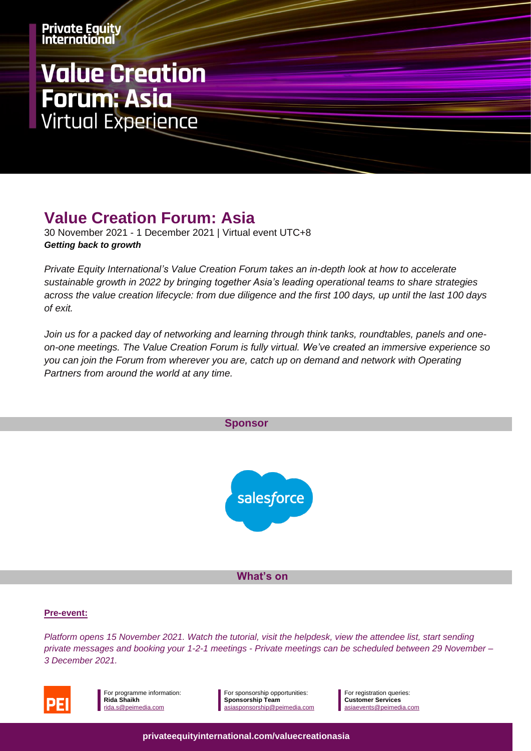Private Equity International

# Value Creation Forum: Asia

Virtual Experience

## Value Creation Forum: Asia

30 November 2021 - 1 December 2021 | Virtual event UTC+8

***Getting back to growth***

*Private Equity International's Value Creation Forum takes an in-depth look at how to accelerate sustainable growth in 2022 by bringing together Asia's leading operational teams to share strategies across the value creation lifecycle: from due diligence and the first 100 days, up until the last 100 days of exit.*

*Join us for a packed day of networking and learning through think tanks, roundtables, panels and one-on-one meetings. The Value Creation Forum is fully virtual. We've created an immersive experience so you can join the Forum from wherever you are, catch up on demand and network with Operating Partners from around the world at any time.*

### Sponsor

salesforce

### What's on

**Pre-event:**

*Platform opens 15 November 2021. Watch the tutorial, visit the helpdesk, view the attendee list, start sending private messages and booking your 1-2-1 meetings - Private meetings can be scheduled between 29 November – 3 December 2021.*

PEI

For programme information:
**Rida Shaikh**
rida.s@peimedia.com

For sponsorship opportunities:
**Sponsorship Team**
asiasponsorship@peimedia.com

For registration queries:
**Customer Services**
asiaevents@peimedia.com

**privateequityinternational.com/valuecreationasia**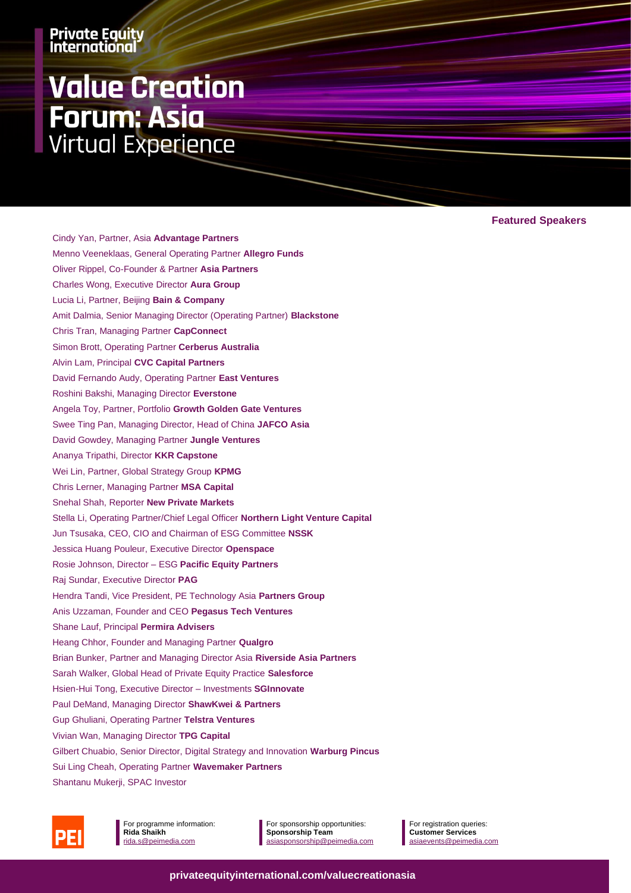Private Equity International

# Value Creation Forum: Asia
Virtual Experience

## Featured Speakers

Cindy Yan, Partner, Asia **Advantage Partners**
Menno Veeneklaas, General Operating Partner **Allegro Funds**
Oliver Rippel, Co-Founder & Partner **Asia Partners**
Charles Wong, Executive Director **Aura Group**
Lucia Li, Partner, Beijing **Bain & Company**
Amit Dalmia, Senior Managing Director (Operating Partner) **Blackstone**
Chris Tran, Managing Partner **CapConnect**
Simon Brott, Operating Partner **Cerberus Australia**
Alvin Lam, Principal **CVC Capital Partners**
David Fernando Audy, Operating Partner **East Ventures**
Roshini Bakshi, Managing Director **Everstone**
Angela Toy, Partner, Portfolio **Growth Golden Gate Ventures**
Swee Ting Pan, Managing Director, Head of China **JAFCO Asia**
David Gowdey, Managing Partner **Jungle Ventures**
Ananya Tripathi, Director **KKR Capstone**
Wei Lin, Partner, Global Strategy Group **KPMG**
Chris Lerner, Managing Partner **MSA Capital**
Snehal Shah, Reporter **New Private Markets**
Stella Li, Operating Partner/Chief Legal Officer **Northern Light Venture Capital**
Jun Tsusaka, CEO, CIO and Chairman of ESG Committee **NSSK**
Jessica Huang Pouleur, Executive Director **Openspace**
Rosie Johnson, Director – ESG **Pacific Equity Partners**
Raj Sundar, Executive Director **PAG**
Hendra Tandi, Vice President, PE Technology Asia **Partners Group**
Anis Uzzaman, Founder and CEO **Pegasus Tech Ventures**
Shane Lauf, Principal **Permira Advisers**
Heang Chhor, Founder and Managing Partner **Qualgro**
Brian Bunker, Partner and Managing Director Asia **Riverside Asia Partners**
Sarah Walker, Global Head of Private Equity Practice **Salesforce**
Hsien-Hui Tong, Executive Director – Investments **SGInnovate**
Paul DeMand, Managing Director **ShawKwei & Partners**
Gup Ghuliani, Operating Partner **Telstra Ventures**
Vivian Wan, Managing Director **TPG Capital**
Gilbert Chuabio, Senior Director, Digital Strategy and Innovation **Warburg Pincus**
Sui Ling Cheah, Operating Partner **Wavemaker Partners**
Shantanu Mukerji, SPAC Investor

PEI

For programme information:
**Rida Shaikh**
rida.s@peimedia.com

For sponsorship opportunities:
**Sponsorship Team**
asiasponsorship@peimedia.com

For registration queries:
**Customer Services**
asiaevents@peimedia.com

**privateequityinternational.com/valuecreationasia**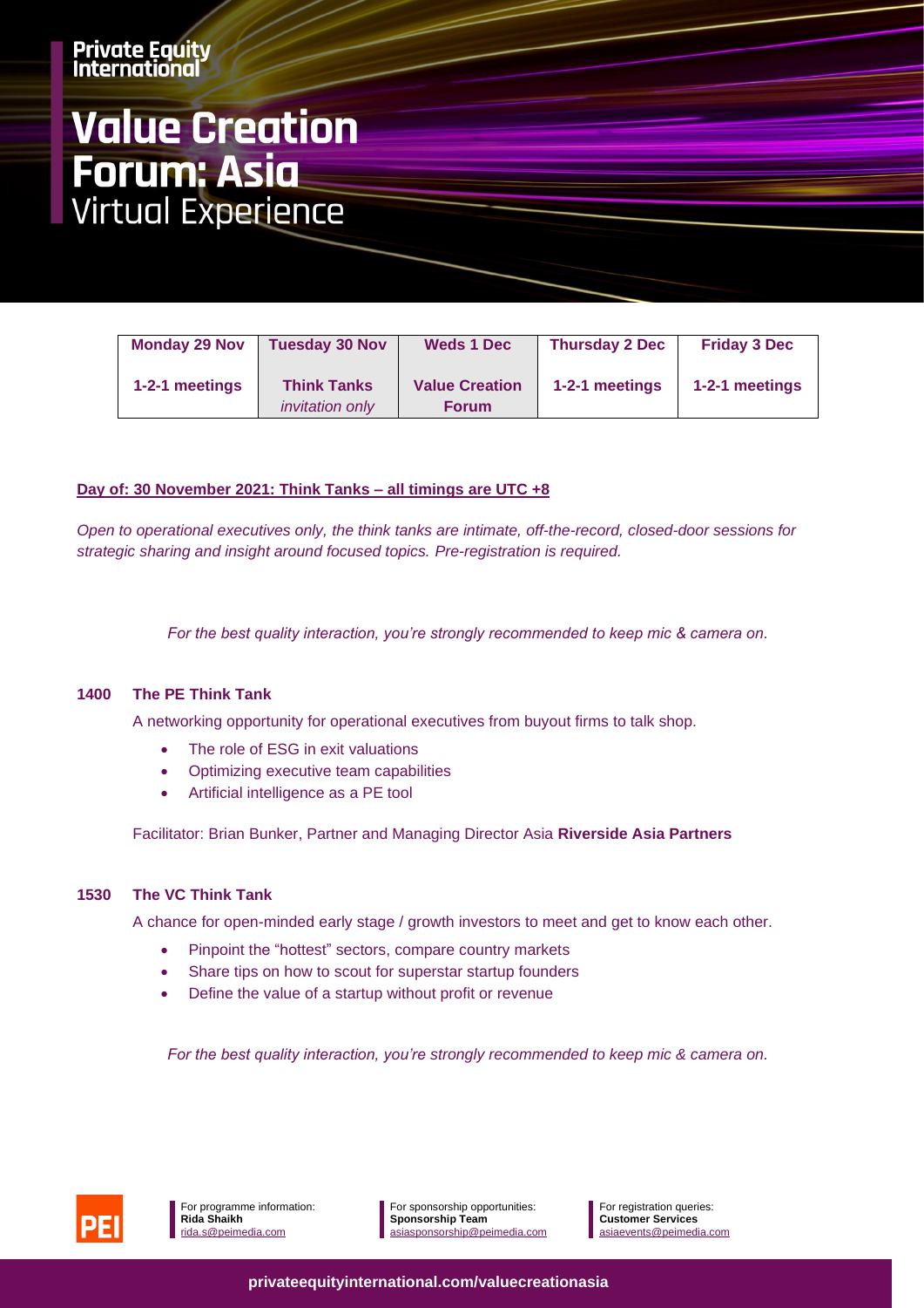Private Equity International

# Value Creation Forum: Asia
Virtual Experience

| Monday 29 Nov | Tuesday 30 Nov | Weds 1 Dec | Thursday 2 Dec | Friday 3 Dec |
|---|---|---|---|---|
| 1-2-1 meetings | **Think Tanks** *invitation only* | **Value Creation Forum** | 1-2-1 meetings | 1-2-1 meetings |

**Day of: 30 November 2021: Think Tanks – all timings are UTC +8**

*Open to operational executives only, the think tanks are intimate, off-the-record, closed-door sessions for strategic sharing and insight around focused topics. Pre-registration is required.*

*For the best quality interaction, you're strongly recommended to keep mic & camera on.*

**1400 The PE Think Tank**

A networking opportunity for operational executives from buyout firms to talk shop.

- The role of ESG in exit valuations
- Optimizing executive team capabilities
- Artificial intelligence as a PE tool

Facilitator: Brian Bunker, Partner and Managing Director Asia **Riverside Asia Partners**

**1530 The VC Think Tank**

A chance for open-minded early stage / growth investors to meet and get to know each other.

- Pinpoint the "hottest" sectors, compare country markets
- Share tips on how to scout for superstar startup founders
- Define the value of a startup without profit or revenue

*For the best quality interaction, you're strongly recommended to keep mic & camera on.*

For programme information:
**Rida Shaikh**
rida.s@peimedia.com

For sponsorship opportunities:
**Sponsorship Team**
asiasponsorship@peimedia.com

For registration queries:
**Customer Services**
asiaevents@peimedia.com

privateequityinternational.com/valuecreationasia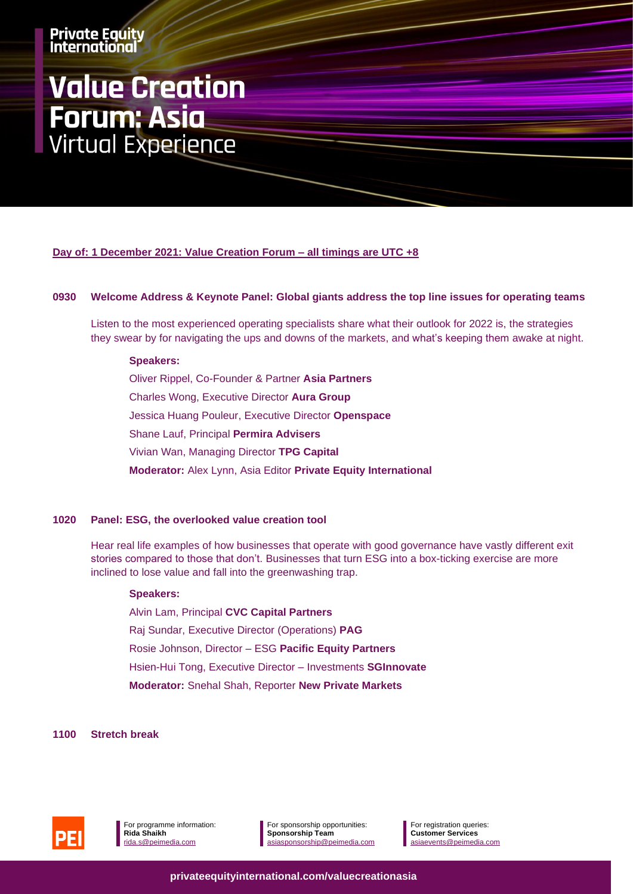Private Equity International

# Value Creation Forum: Asia
Virtual Experience

**Day of: 1 December 2021: Value Creation Forum – all timings are UTC +8**

**0930 Welcome Address & Keynote Panel: Global giants address the top line issues for operating teams**

Listen to the most experienced operating specialists share what their outlook for 2022 is, the strategies they swear by for navigating the ups and downs of the markets, and what's keeping them awake at night.

**Speakers:**

Oliver Rippel, Co-Founder & Partner **Asia Partners**
Charles Wong, Executive Director **Aura Group**
Jessica Huang Pouleur, Executive Director **Openspace**
Shane Lauf, Principal **Permira Advisers**
Vivian Wan, Managing Director **TPG Capital**
**Moderator:** Alex Lynn, Asia Editor **Private Equity International**

**1020 Panel: ESG, the overlooked value creation tool**

Hear real life examples of how businesses that operate with good governance have vastly different exit stories compared to those that don't. Businesses that turn ESG into a box-ticking exercise are more inclined to lose value and fall into the greenwashing trap.

**Speakers:**

Alvin Lam, Principal **CVC Capital Partners**
Raj Sundar, Executive Director (Operations) **PAG**
Rosie Johnson, Director – ESG **Pacific Equity Partners**
Hsien-Hui Tong, Executive Director – Investments **SGInnovate**
**Moderator:** Snehal Shah, Reporter **New Private Markets**

**1100 Stretch break**

PEI

For programme information:
**Rida Shaikh**
rida.s@peimedia.com

For sponsorship opportunities:
**Sponsorship Team**
asiasponsorship@peimedia.com

For registration queries:
**Customer Services**
asiaevents@peimedia.com

**privateequityinternational.com/valuecreationasia**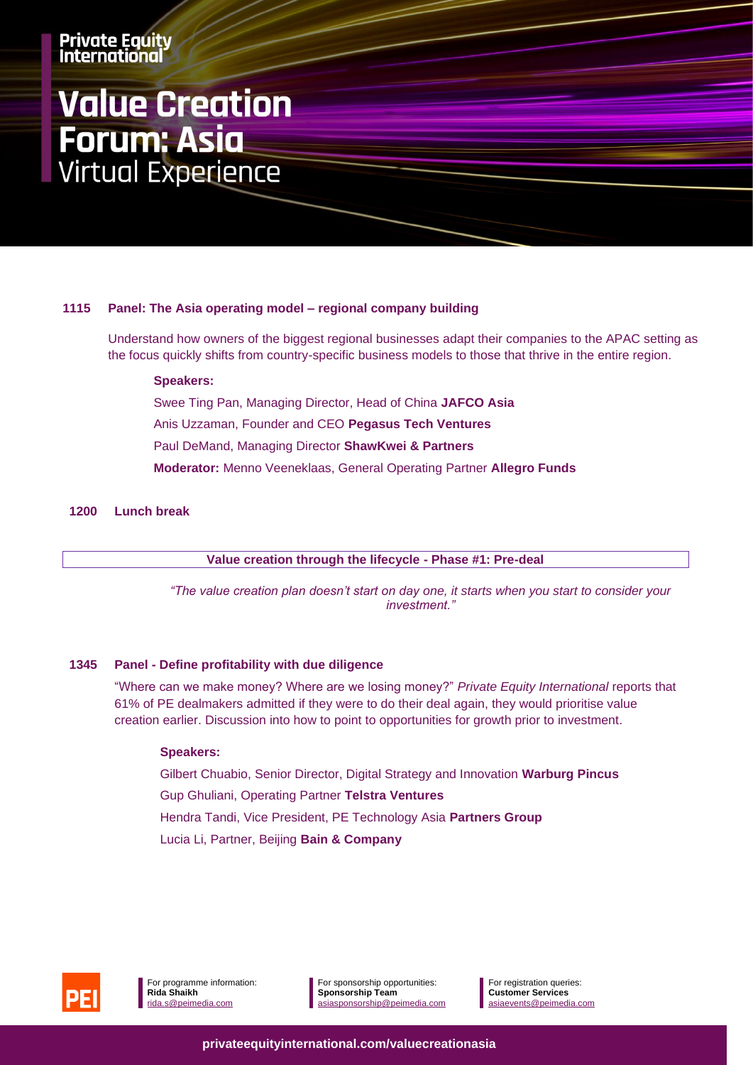**1115 Panel: The Asia operating model – regional company building**

Understand how owners of the biggest regional businesses adapt their companies to the APAC setting as the focus quickly shifts from country-specific business models to those that thrive in the entire region.

**Speakers:**

Swee Ting Pan, Managing Director, Head of China **JAFCO Asia**

Anis Uzzaman, Founder and CEO **Pegasus Tech Ventures**

Paul DeMand, Managing Director **ShawKwei & Partners**

**Moderator:** Menno Veeneklaas, General Operating Partner **Allegro Funds**

**1200 Lunch break**

**Value creation through the lifecycle - Phase #1: Pre-deal**

*"The value creation plan doesn't start on day one, it starts when you start to consider your investment."*

**1345 Panel - Define profitability with due diligence**

"Where can we make money? Where are we losing money?" *Private Equity International* reports that 61% of PE dealmakers admitted if they were to do their deal again, they would prioritise value creation earlier. Discussion into how to point to opportunities for growth prior to investment.

**Speakers:**

Gilbert Chuabio, Senior Director, Digital Strategy and Innovation **Warburg Pincus**

Gup Ghuliani, Operating Partner **Telstra Ventures**

Hendra Tandi, Vice President, PE Technology Asia **Partners Group**

Lucia Li, Partner, Beijing **Bain & Company**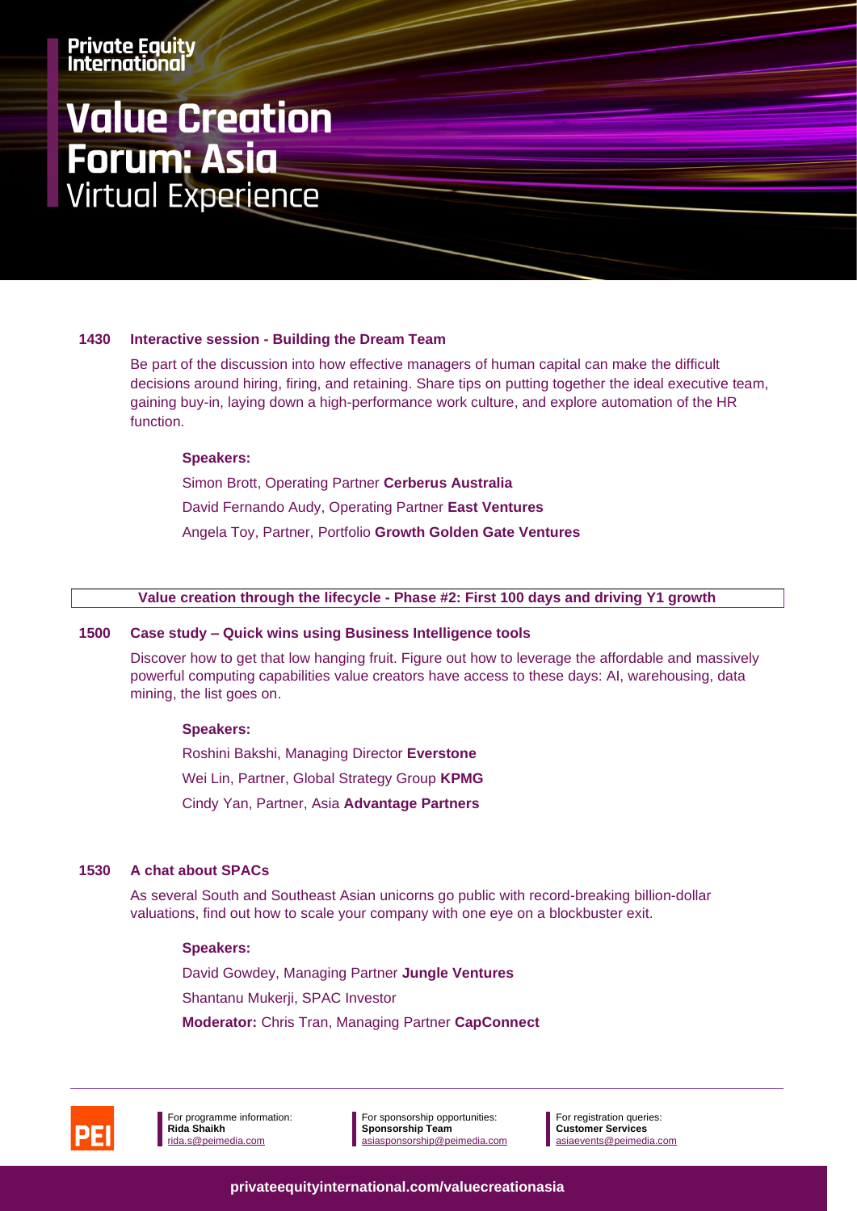**1430 Interactive session - Building the Dream Team**

Be part of the discussion into how effective managers of human capital can make the difficult decisions around hiring, firing, and retaining. Share tips on putting together the ideal executive team, gaining buy-in, laying down a high-performance work culture, and explore automation of the HR function.

**Speakers:**

Simon Brott, Operating Partner **Cerberus Australia**

David Fernando Audy, Operating Partner **East Ventures**

Angela Toy, Partner, Portfolio **Growth Golden Gate Ventures**

**Value creation through the lifecycle - Phase #2: First 100 days and driving Y1 growth**

**1500 Case study – Quick wins using Business Intelligence tools**

Discover how to get that low hanging fruit. Figure out how to leverage the affordable and massively powerful computing capabilities value creators have access to these days: AI, warehousing, data mining, the list goes on.

**Speakers:**

Roshini Bakshi, Managing Director **Everstone**

Wei Lin, Partner, Global Strategy Group **KPMG**

Cindy Yan, Partner, Asia **Advantage Partners**

**1530 A chat about SPACs**

As several South and Southeast Asian unicorns go public with record-breaking billion-dollar valuations, find out how to scale your company with one eye on a blockbuster exit.

**Speakers:**

David Gowdey, Managing Partner **Jungle Ventures**

Shantanu Mukerji, SPAC Investor

**Moderator:** Chris Tran, Managing Partner **CapConnect**

For programme information: **Rida Shaikh** rida.s@peimedia.com

For sponsorship opportunities: **Sponsorship Team** asiasponsorship@peimedia.com

For registration queries: **Customer Services** asiaevents@peimedia.com

**privateequityinternational.com/valuecreationasia**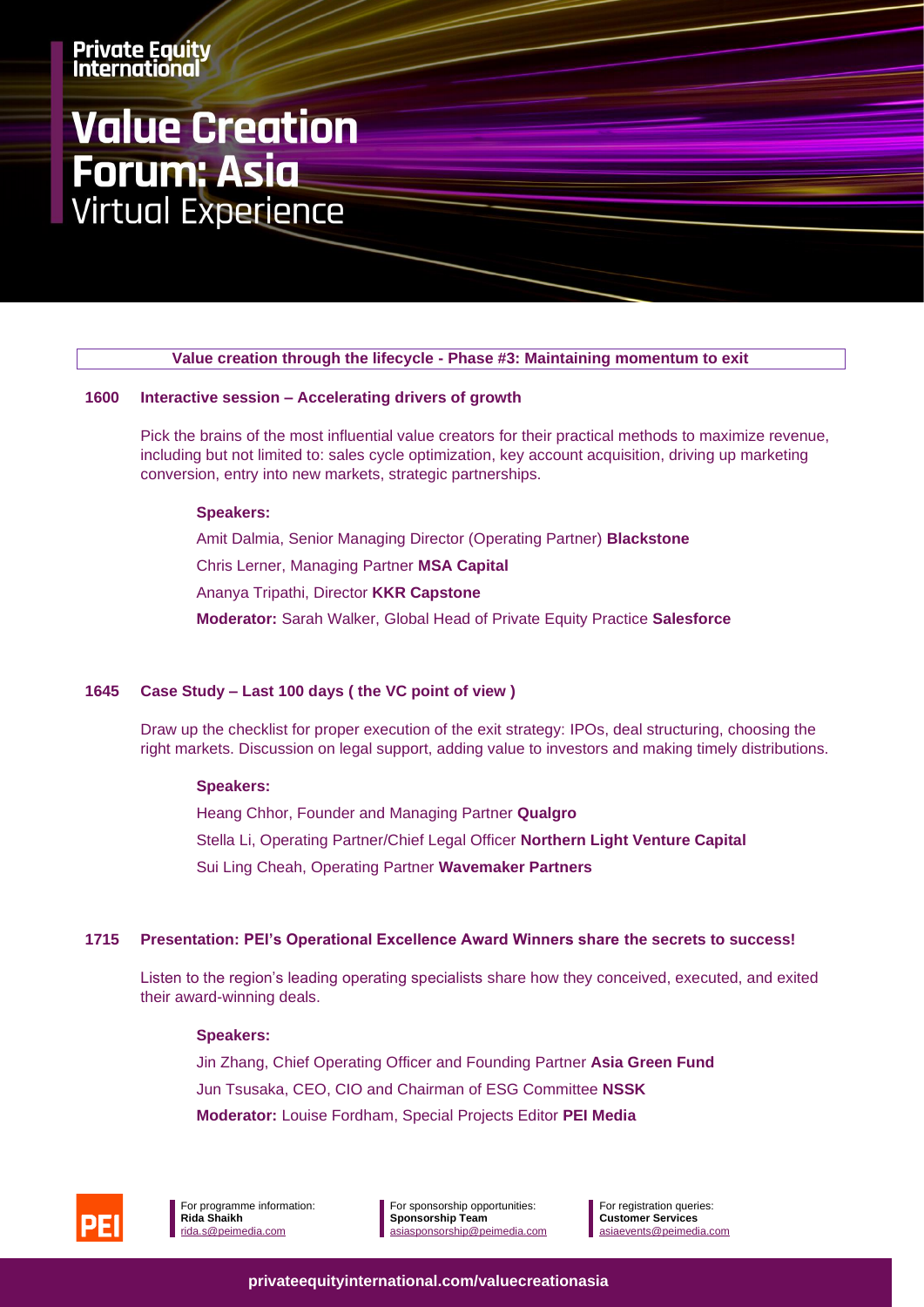Private Equity International

# Value Creation Forum: Asia
Virtual Experience

**Value creation through the lifecycle - Phase #3: Maintaining momentum to exit**

**1600 Interactive session – Accelerating drivers of growth**

Pick the brains of the most influential value creators for their practical methods to maximize revenue, including but not limited to: sales cycle optimization, key account acquisition, driving up marketing conversion, entry into new markets, strategic partnerships.

**Speakers:**

Amit Dalmia, Senior Managing Director (Operating Partner) **Blackstone**

Chris Lerner, Managing Partner **MSA Capital**

Ananya Tripathi, Director **KKR Capstone**

**Moderator:** Sarah Walker, Global Head of Private Equity Practice **Salesforce**

**1645 Case Study – Last 100 days ( the VC point of view )**

Draw up the checklist for proper execution of the exit strategy: IPOs, deal structuring, choosing the right markets. Discussion on legal support, adding value to investors and making timely distributions.

**Speakers:**

Heang Chhor, Founder and Managing Partner **Qualgro**

Stella Li, Operating Partner/Chief Legal Officer **Northern Light Venture Capital**

Sui Ling Cheah, Operating Partner **Wavemaker Partners**

**1715 Presentation: PEI's Operational Excellence Award Winners share the secrets to success!**

Listen to the region's leading operating specialists share how they conceived, executed, and exited their award-winning deals.

**Speakers:**

Jin Zhang, Chief Operating Officer and Founding Partner **Asia Green Fund**

Jun Tsusaka, CEO, CIO and Chairman of ESG Committee **NSSK**

**Moderator:** Louise Fordham, Special Projects Editor **PEI Media**

For programme information:
**Rida Shaikh**
rida.s@peimedia.com

For sponsorship opportunities:
**Sponsorship Team**
asiasponsorship@peimedia.com

For registration queries:
**Customer Services**
asiaevents@peimedia.com

**privateequityinternational.com/valuecreationasia**